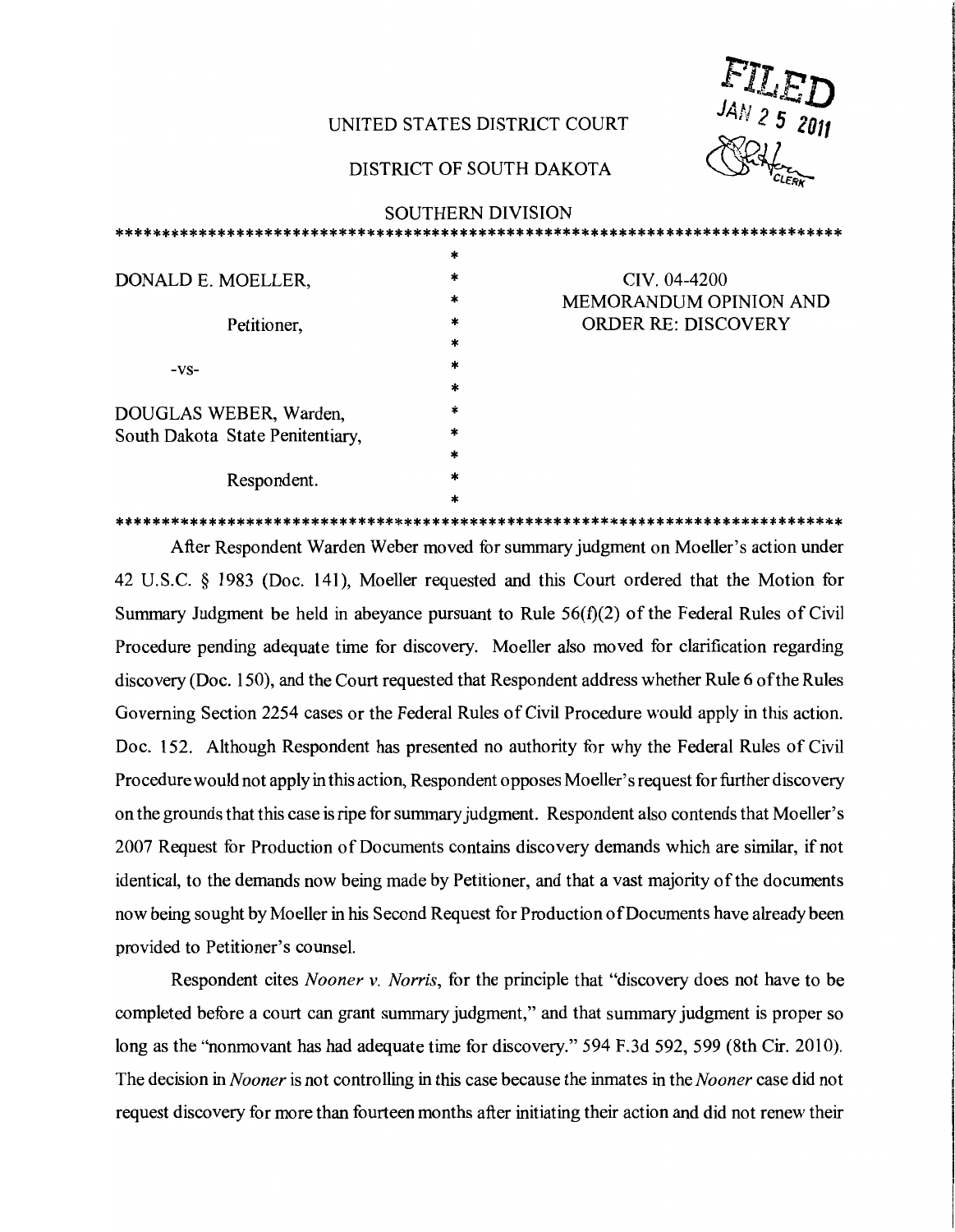FILED
JAN 25 2011
CLERK

UNITED STATES DISTRICT COURT

DISTRICT OF SOUTH DAKOTA

SOUTHERN DIVISION

| | | |
|---|---|---|
| DONALD E. MOELLER, | * | CIV. 04-4200 |
| Petitioner, | * | MEMORANDUM OPINION AND ORDER RE: DISCOVERY |
| -vs- | * | |
| DOUGLAS WEBER, Warden, South Dakota State Penitentiary, | * | |
| Respondent. | * | |

After Respondent Warden Weber moved for summary judgment on Moeller's action under 42 U.S.C. § 1983 (Doc. 141), Moeller requested and this Court ordered that the Motion for Summary Judgment be held in abeyance pursuant to Rule 56(f)(2) of the Federal Rules of Civil Procedure pending adequate time for discovery. Moeller also moved for clarification regarding discovery (Doc. 150), and the Court requested that Respondent address whether Rule 6 of the Rules Governing Section 2254 cases or the Federal Rules of Civil Procedure would apply in this action. Doc. 152. Although Respondent has presented no authority for why the Federal Rules of Civil Procedure would not apply in this action, Respondent opposes Moeller's request for further discovery on the grounds that this case is ripe for summary judgment. Respondent also contends that Moeller's 2007 Request for Production of Documents contains discovery demands which are similar, if not identical, to the demands now being made by Petitioner, and that a vast majority of the documents now being sought by Moeller in his Second Request for Production of Documents have already been provided to Petitioner's counsel.

Respondent cites *Nooner v. Norris*, for the principle that "discovery does not have to be completed before a court can grant summary judgment," and that summary judgment is proper so long as the "nonmovant has had adequate time for discovery." 594 F.3d 592, 599 (8th Cir. 2010). The decision in *Nooner* is not controlling in this case because the inmates in the *Nooner* case did not request discovery for more than fourteen months after initiating their action and did not renew their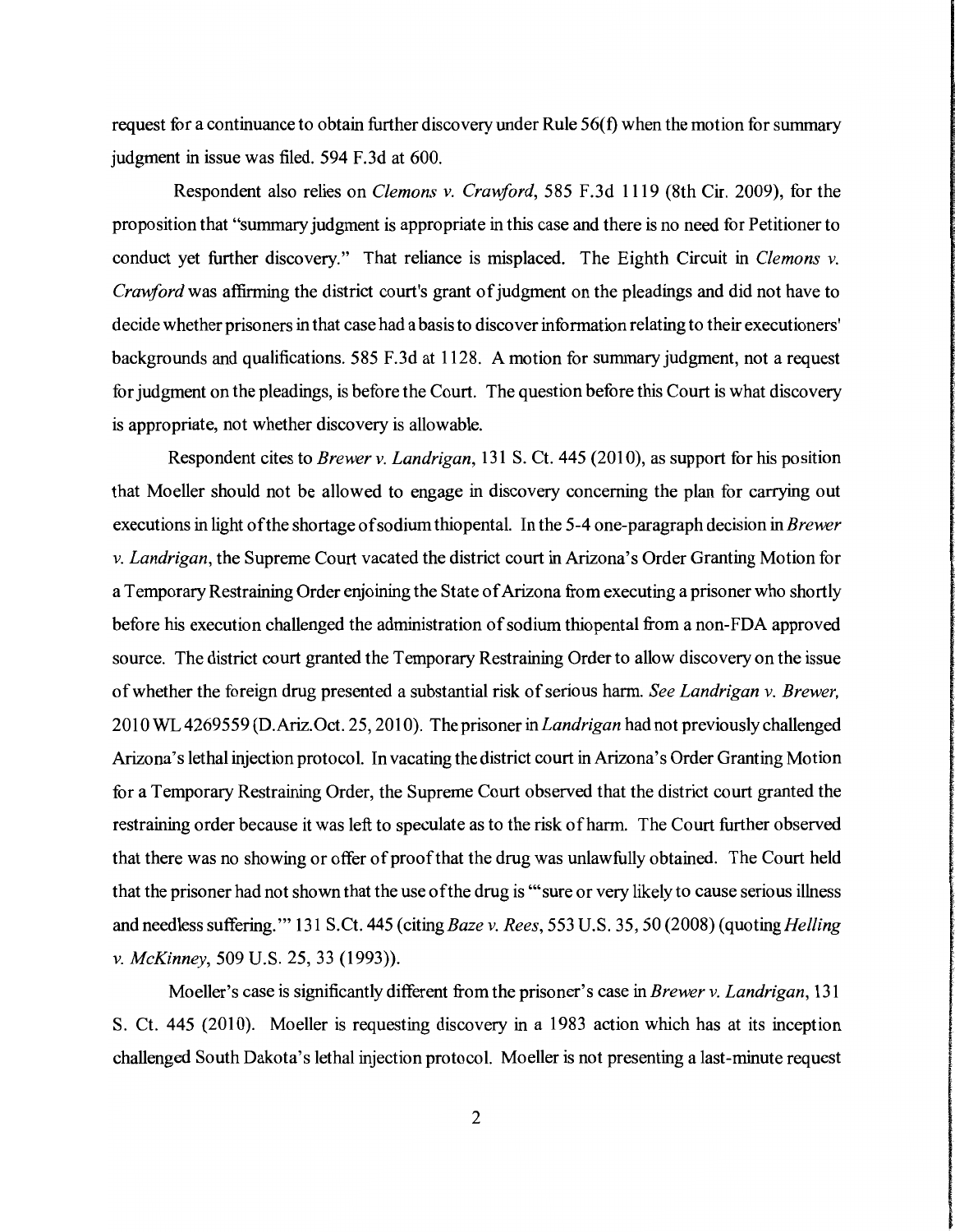request for a continuance to obtain further discovery under Rule 56(f) when the motion for summary judgment in issue was filed. 594 F.3d at 600.

Respondent also relies on *Clemons v. Crawford*, 585 F.3d 1119 (8th Cir. 2009), for the proposition that "summary judgment is appropriate in this case and there is no need for Petitioner to conduct yet further discovery." That reliance is misplaced. The Eighth Circuit in *Clemons v. Crawford* was affirming the district court's grant of judgment on the pleadings and did not have to decide whether prisoners in that case had a basis to discover information relating to their executioners' backgrounds and qualifications. 585 F.3d at 1128. A motion for summary judgment, not a request for judgment on the pleadings, is before the Court. The question before this Court is what discovery is appropriate, not whether discovery is allowable.

Respondent cites to *Brewer v. Landrigan*, 131 S. Ct. 445 (2010), as support for his position that Moeller should not be allowed to engage in discovery concerning the plan for carrying out executions in light of the shortage of sodium thiopental. In the 5-4 one-paragraph decision in *Brewer v. Landrigan*, the Supreme Court vacated the district court in Arizona's Order Granting Motion for a Temporary Restraining Order enjoining the State of Arizona from executing a prisoner who shortly before his execution challenged the administration of sodium thiopental from a non-FDA approved source. The district court granted the Temporary Restraining Order to allow discovery on the issue of whether the foreign drug presented a substantial risk of serious harm. *See Landrigan v. Brewer*, 2010 WL 4269559 (D.Ariz.Oct. 25, 2010). The prisoner in *Landrigan* had not previously challenged Arizona's lethal injection protocol. In vacating the district court in Arizona's Order Granting Motion for a Temporary Restraining Order, the Supreme Court observed that the district court granted the restraining order because it was left to speculate as to the risk of harm. The Court further observed that there was no showing or offer of proof that the drug was unlawfully obtained. The Court held that the prisoner had not shown that the use of the drug is "'sure or very likely to cause serious illness and needless suffering.'" 131 S.Ct. 445 (citing *Baze v. Rees*, 553 U.S. 35, 50 (2008) (quoting *Helling v. McKinney*, 509 U.S. 25, 33 (1993)).

Moeller's case is significantly different from the prisoner's case in *Brewer v. Landrigan*, 131 S. Ct. 445 (2010). Moeller is requesting discovery in a 1983 action which has at its inception challenged South Dakota's lethal injection protocol. Moeller is not presenting a last-minute request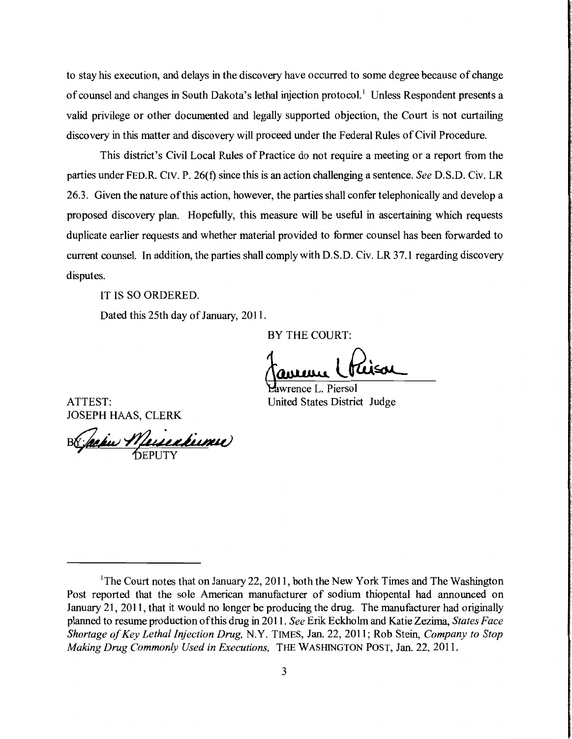to stay his execution, and delays in the discovery have occurred to some degree because of change of counsel and changes in South Dakota's lethal injection protocol.[1] Unless Respondent presents a valid privilege or other documented and legally supported objection, the Court is not curtailing discovery in this matter and discovery will proceed under the Federal Rules of Civil Procedure.

This district's Civil Local Rules of Practice do not require a meeting or a report from the parties under FED.R. CIV. P. 26(f) since this is an action challenging a sentence. *See* D.S.D. Civ. LR 26.3. Given the nature of this action, however, the parties shall confer telephonically and develop a proposed discovery plan. Hopefully, this measure will be useful in ascertaining which requests duplicate earlier requests and whether material provided to former counsel has been forwarded to current counsel. In addition, the parties shall comply with D.S.D. Civ. LR 37.1 regarding discovery disputes.

IT IS SO ORDERED.

Dated this 25th day of January, 2011.

BY THE COURT:

Lawrence L. Piersol
United States District Judge

ATTEST:
JOSEPH HAAS, CLERK

BY: _______________
DEPUTY

---

[1]The Court notes that on January 22, 2011, both the New York Times and The Washington Post reported that the sole American manufacturer of sodium thiopental had announced on January 21, 2011, that it would no longer be producing the drug. The manufacturer had originally planned to resume production of this drug in 2011. *See* Erik Eckholm and Katie Zezima, *States Face Shortage of Key Lethal Injection Drug*, N.Y. TIMES, Jan. 22, 2011; Rob Stein, *Company to Stop Making Drug Commonly Used in Executions*, THE WASHINGTON POST, Jan. 22, 2011.